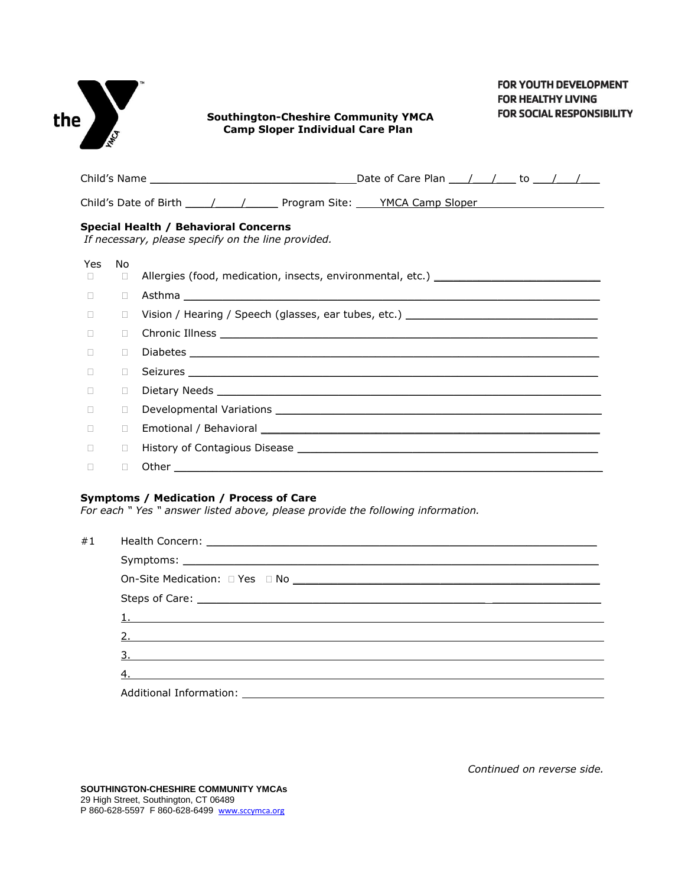FOR YOUTH DEVELOPMENT
FOR HEALTHY LIVING
FOR SOCIAL RESPONSIBILITY

**Southington-Cheshire Community YMCA**
**Camp Sloper Individual Care Plan**

Child's Name ______________________________ Date of Care Plan ___/___/___ to ___/___/___

Child's Date of Birth ____/____/_____ Program Site: YMCA Camp Sloper

**Special Health / Behavioral Concerns**
*If necessary, please specify on the line provided.*

| Yes | No | |
|---|---|---|
| ☐ | ☐ | Allergies (food, medication, insects, environmental, etc.) ____________________ |
| ☐ | ☐ | Asthma ____________________ |
| ☐ | ☐ | Vision / Hearing / Speech (glasses, ear tubes, etc.) ____________________ |
| ☐ | ☐ | Chronic Illness ____________________ |
| ☐ | ☐ | Diabetes ____________________ |
| ☐ | ☐ | Seizures ____________________ |
| ☐ | ☐ | Dietary Needs ____________________ |
| ☐ | ☐ | Developmental Variations ____________________ |
| ☐ | ☐ | Emotional / Behavioral ____________________ |
| ☐ | ☐ | History of Contagious Disease ____________________ |
| ☐ | ☐ | Other ____________________ |

**Symptoms / Medication / Process of Care**
*For each " Yes " answer listed above, please provide the following information.*

#1 Health Concern: ____________________

Symptoms: ____________________

On-Site Medication: ☐ Yes ☐ No ____________________

Steps of Care: ____________________

1. ____________________
2. ____________________
3. ____________________
4. ____________________

Additional Information: ____________________

*Continued on reverse side.*

**SOUTHINGTON-CHESHIRE COMMUNITY YMCAs**
29 High Street, Southington, CT 06489
P 860-628-5597 F 860-628-6499 www.sccymca.org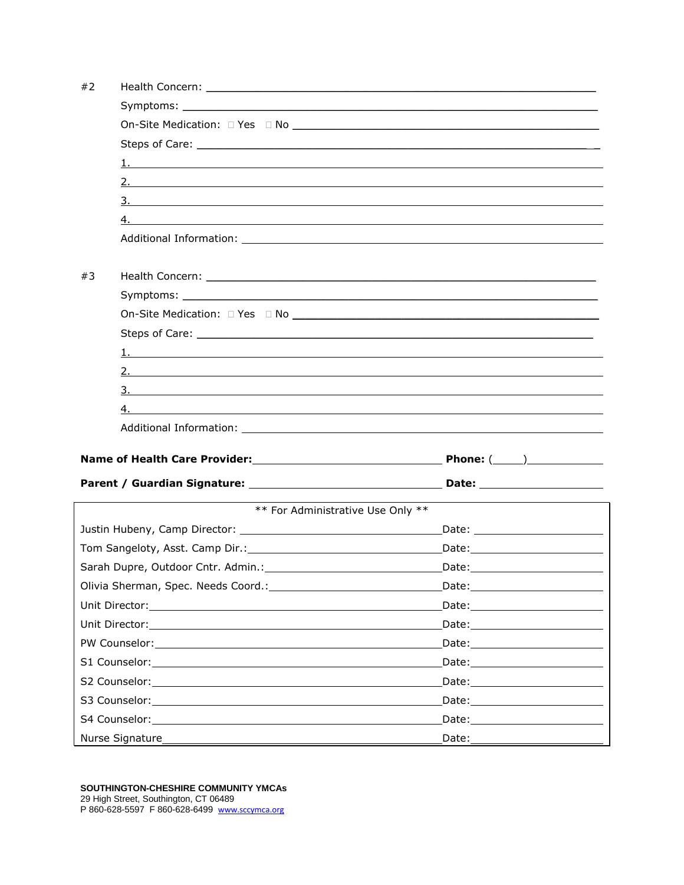#2 Health Concern: ______________________________

Symptoms: ______________________________

On-Site Medication: □ Yes □ No ______________________________

Steps of Care: ______________________________

1. ______________________________
2. ______________________________
3. ______________________________
4. ______________________________

Additional Information: ______________________________

#3 Health Concern: ______________________________

Symptoms: ______________________________

On-Site Medication: □ Yes □ No ______________________________

Steps of Care: ______________________________

1. ______________________________
2. ______________________________
3. ______________________________
4. ______________________________

Additional Information: ______________________________

**Name of Health Care Provider:** ______________________________ **Phone:** (____) ____________

**Parent / Guardian Signature:** ______________________________ **Date:** ____________

| ** For Administrative Use Only ** | |
| --- | --- |
| Justin Hubeny, Camp Director: | Date: |
| Tom Sangeloty, Asst. Camp Dir.: | Date: |
| Sarah Dupre, Outdoor Cntr. Admin.: | Date: |
| Olivia Sherman, Spec. Needs Coord.: | Date: |
| Unit Director: | Date: |
| Unit Director: | Date: |
| PW Counselor: | Date: |
| S1 Counselor: | Date: |
| S2 Counselor: | Date: |
| S3 Counselor: | Date: |
| S4 Counselor: | Date: |
| Nurse Signature | Date: |

**SOUTHINGTON-CHESHIRE COMMUNITY YMCAs**
29 High Street, Southington, CT 06489
P 860-628-5597 F 860-628-6499 www.sccymca.org